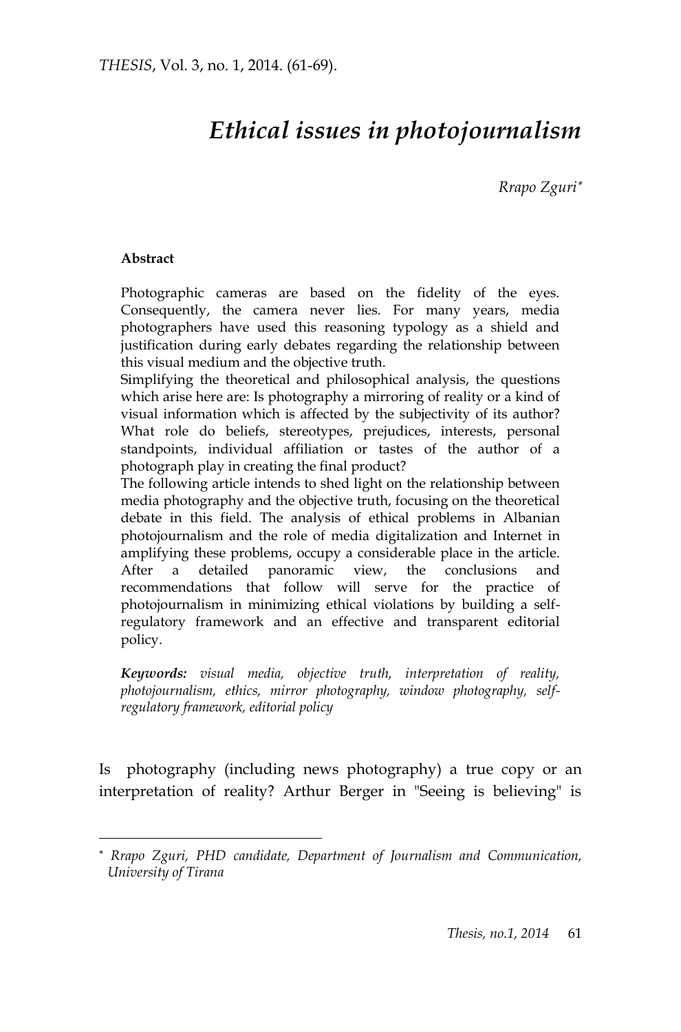# *Ethical issues in photojournalism*

*Rrapo Zguri*[*]

**Abstract**

Photographic cameras are based on the fidelity of the eyes. Consequently, the camera never lies. For many years, media photographers have used this reasoning typology as a shield and justification during early debates regarding the relationship between this visual medium and the objective truth.

Simplifying the theoretical and philosophical analysis, the questions which arise here are: Is photography a mirroring of reality or a kind of visual information which is affected by the subjectivity of its author? What role do beliefs, stereotypes, prejudices, interests, personal standpoints, individual affiliation or tastes of the author of a photograph play in creating the final product?

The following article intends to shed light on the relationship between media photography and the objective truth, focusing on the theoretical debate in this field. The analysis of ethical problems in Albanian photojournalism and the role of media digitalization and Internet in amplifying these problems, occupy a considerable place in the article. After a detailed panoramic view, the conclusions and recommendations that follow will serve for the practice of photojournalism in minimizing ethical violations by building a self-regulatory framework and an effective and transparent editorial policy.

***Keywords:*** *visual media, objective truth, interpretation of reality, photojournalism, ethics, mirror photography, window photography, self-regulatory framework, editorial policy*

Is photography (including news photography) a true copy or an interpretation of reality? Arthur Berger in "Seeing is believing" is

[*] *Rrapo Zguri, PHD candidate, Department of Journalism and Communication, University of Tirana*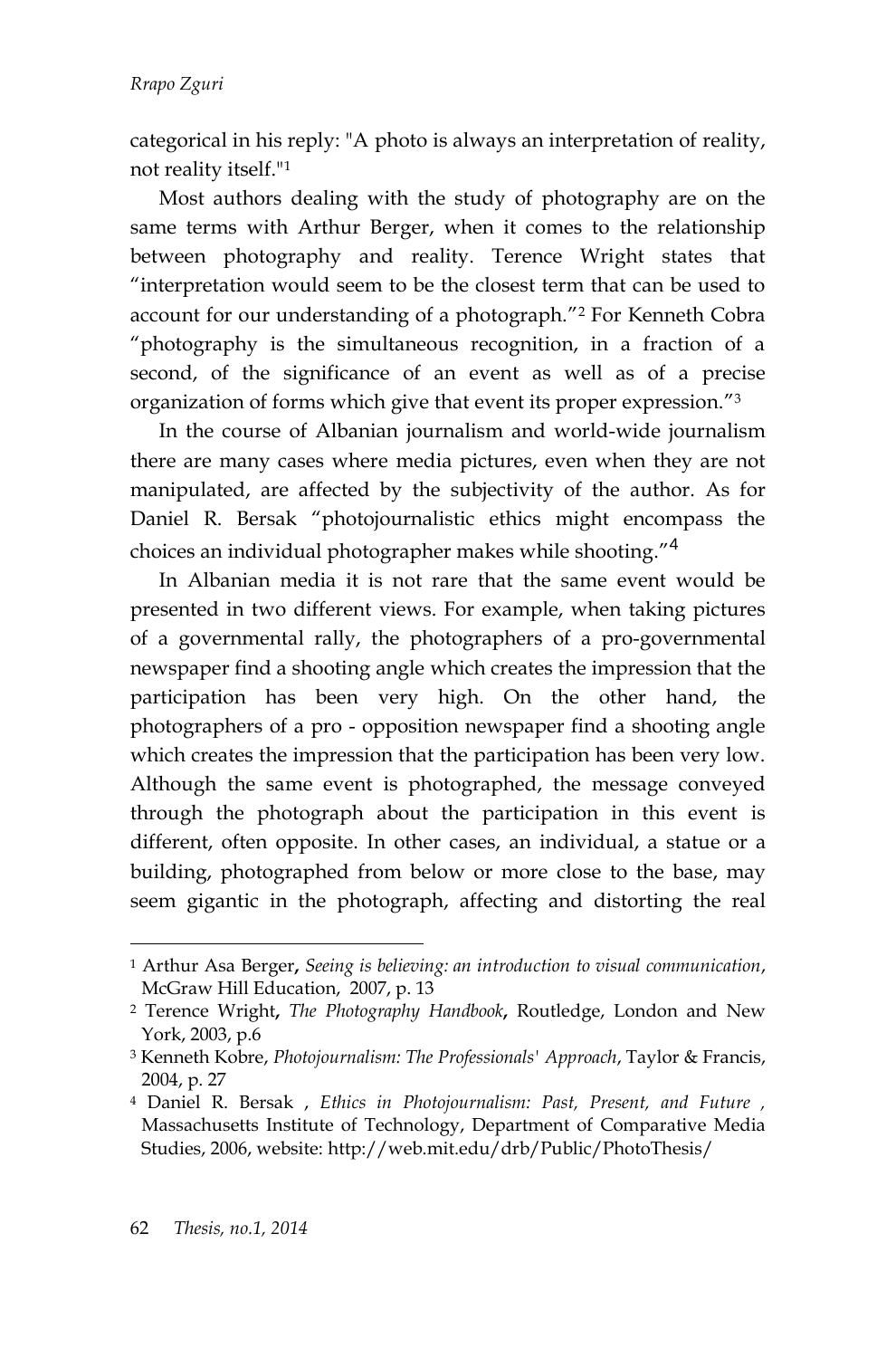categorical in his reply: "A photo is always an interpretation of reality, not reality itself."[1]

Most authors dealing with the study of photography are on the same terms with Arthur Berger, when it comes to the relationship between photography and reality. Terence Wright states that "interpretation would seem to be the closest term that can be used to account for our understanding of a photograph."[2] For Kenneth Cobra "photography is the simultaneous recognition, in a fraction of a second, of the significance of an event as well as of a precise organization of forms which give that event its proper expression."[3]

In the course of Albanian journalism and world-wide journalism there are many cases where media pictures, even when they are not manipulated, are affected by the subjectivity of the author. As for Daniel R. Bersak "photojournalistic ethics might encompass the choices an individual photographer makes while shooting."[4]

In Albanian media it is not rare that the same event would be presented in two different views. For example, when taking pictures of a governmental rally, the photographers of a pro-governmental newspaper find a shooting angle which creates the impression that the participation has been very high. On the other hand, the photographers of a pro - opposition newspaper find a shooting angle which creates the impression that the participation has been very low. Although the same event is photographed, the message conveyed through the photograph about the participation in this event is different, often opposite. In other cases, an individual, a statue or a building, photographed from below or more close to the base, may seem gigantic in the photograph, affecting and distorting the real

---

[1] Arthur Asa Berger, *Seeing is believing: an introduction to visual communication*, McGraw Hill Education, 2007, p. 13

[2] Terence Wright, *The Photography Handbook*, Routledge, London and New York, 2003, p.6

[3] Kenneth Kobre, *Photojournalism: The Professionals' Approach*, Taylor & Francis, 2004, p. 27

[4] Daniel R. Bersak , *Ethics in Photojournalism: Past, Present, and Future ,* Massachusetts Institute of Technology, Department of Comparative Media Studies, 2006, website: http://web.mit.edu/drb/Public/PhotoThesis/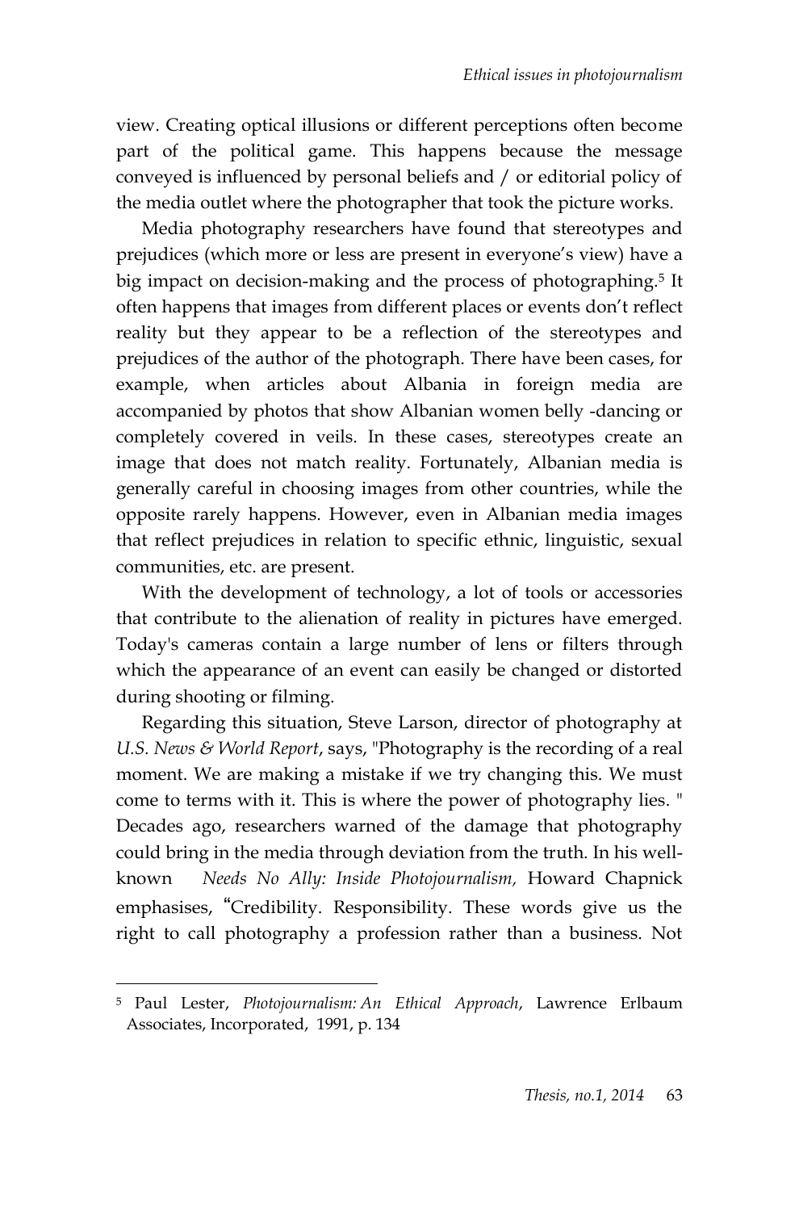view. Creating optical illusions or different perceptions often become part of the political game. This happens because the message conveyed is influenced by personal beliefs and / or editorial policy of the media outlet where the photographer that took the picture works.

Media photography researchers have found that stereotypes and prejudices (which more or less are present in everyone's view) have a big impact on decision-making and the process of photographing.[5] It often happens that images from different places or events don't reflect reality but they appear to be a reflection of the stereotypes and prejudices of the author of the photograph. There have been cases, for example, when articles about Albania in foreign media are accompanied by photos that show Albanian women belly -dancing or completely covered in veils. In these cases, stereotypes create an image that does not match reality. Fortunately, Albanian media is generally careful in choosing images from other countries, while the opposite rarely happens. However, even in Albanian media images that reflect prejudices in relation to specific ethnic, linguistic, sexual communities, etc. are present.

With the development of technology, a lot of tools or accessories that contribute to the alienation of reality in pictures have emerged. Today's cameras contain a large number of lens or filters through which the appearance of an event can easily be changed or distorted during shooting or filming.

Regarding this situation, Steve Larson, director of photography at *U.S. News & World Report*, says, "Photography is the recording of a real moment. We are making a mistake if we try changing this. We must come to terms with it. This is where the power of photography lies. " Decades ago, researchers warned of the damage that photography could bring in the media through deviation from the truth. In his well-known *Needs No Ally: Inside Photojournalism,* Howard Chapnick emphasises, "Credibility. Responsibility. These words give us the right to call photography a profession rather than a business. Not

---

[5] Paul Lester, *Photojournalism: An Ethical Approach*, Lawrence Erlbaum Associates, Incorporated, 1991, p. 134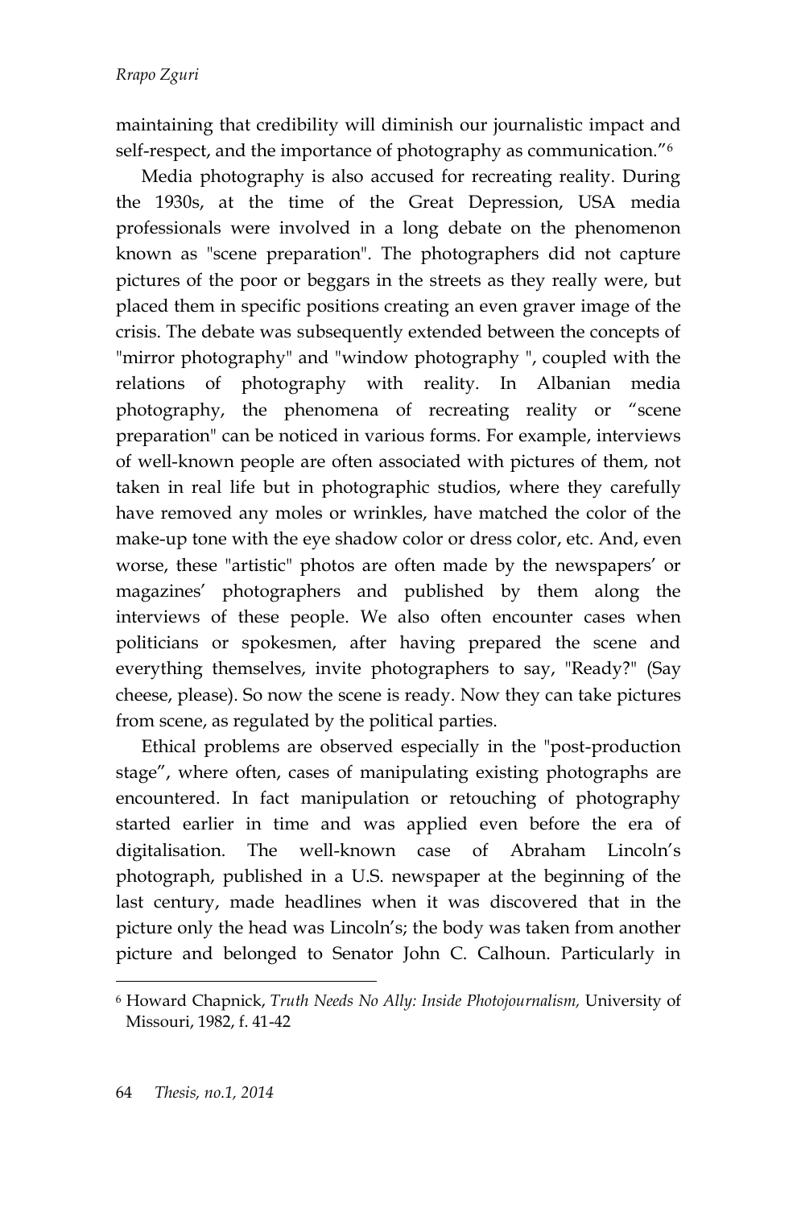maintaining that credibility will diminish our journalistic impact and self-respect, and the importance of photography as communication."[6]

Media photography is also accused for recreating reality. During the 1930s, at the time of the Great Depression, USA media professionals were involved in a long debate on the phenomenon known as "scene preparation". The photographers did not capture pictures of the poor or beggars in the streets as they really were, but placed them in specific positions creating an even graver image of the crisis. The debate was subsequently extended between the concepts of "mirror photography" and "window photography ", coupled with the relations of photography with reality. In Albanian media photography, the phenomena of recreating reality or "scene preparation" can be noticed in various forms. For example, interviews of well-known people are often associated with pictures of them, not taken in real life but in photographic studios, where they carefully have removed any moles or wrinkles, have matched the color of the make-up tone with the eye shadow color or dress color, etc. And, even worse, these "artistic" photos are often made by the newspapers' or magazines' photographers and published by them along the interviews of these people. We also often encounter cases when politicians or spokesmen, after having prepared the scene and everything themselves, invite photographers to say, "Ready?" (Say cheese, please). So now the scene is ready. Now they can take pictures from scene, as regulated by the political parties.

Ethical problems are observed especially in the "post-production stage", where often, cases of manipulating existing photographs are encountered. In fact manipulation or retouching of photography started earlier in time and was applied even before the era of digitalisation. The well-known case of Abraham Lincoln's photograph, published in a U.S. newspaper at the beginning of the last century, made headlines when it was discovered that in the picture only the head was Lincoln's; the body was taken from another picture and belonged to Senator John C. Calhoun. Particularly in

---

[6] Howard Chapnick, *Truth Needs No Ally: Inside Photojournalism,* University of Missouri, 1982, f. 41-42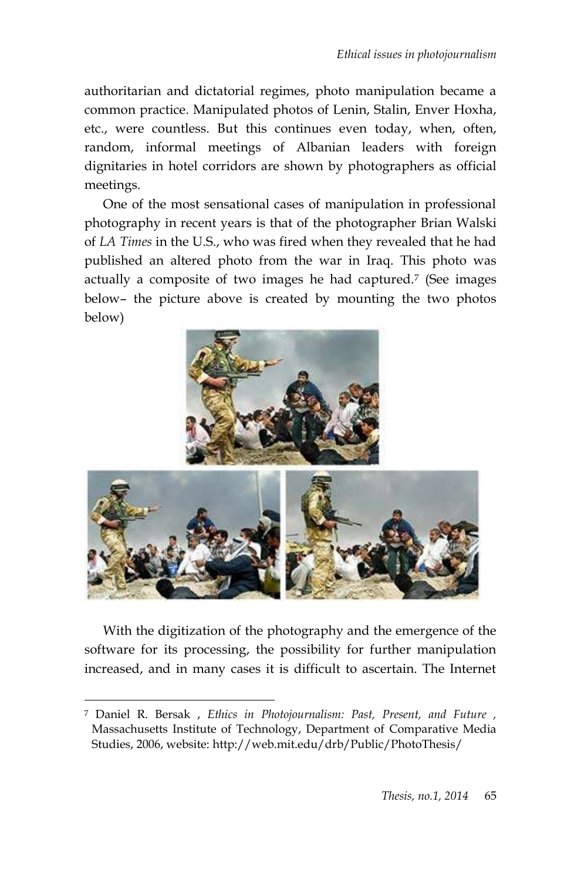authoritarian and dictatorial regimes, photo manipulation became a common practice. Manipulated photos of Lenin, Stalin, Enver Hoxha, etc., were countless. But this continues even today, when, often, random, informal meetings of Albanian leaders with foreign dignitaries in hotel corridors are shown by photographers as official meetings.

One of the most sensational cases of manipulation in professional photography in recent years is that of the photographer Brian Walski of *LA Times* in the U.S., who was fired when they revealed that he had published an altered photo from the war in Iraq. This photo was actually a composite of two images he had captured.[7] (See images below– the picture above is created by mounting the two photos below)

With the digitization of the photography and the emergence of the software for its processing, the possibility for further manipulation increased, and in many cases it is difficult to ascertain. The Internet

[7] Daniel R. Bersak , *Ethics in Photojournalism: Past, Present, and Future* , Massachusetts Institute of Technology, Department of Comparative Media Studies, 2006, website: http://web.mit.edu/drb/Public/PhotoThesis/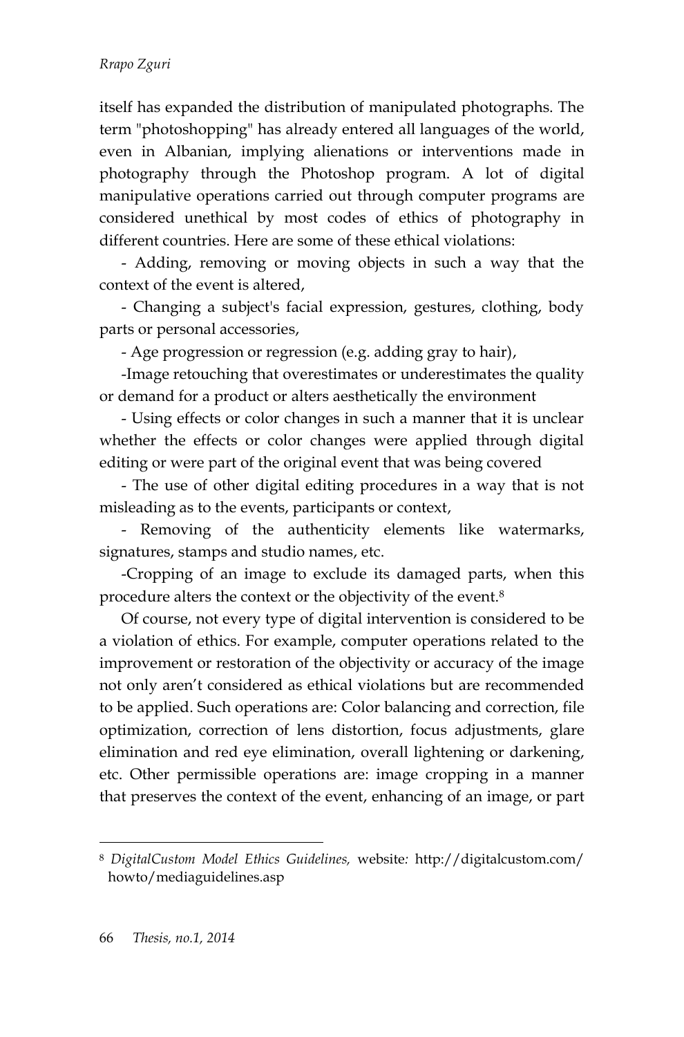itself has expanded the distribution of manipulated photographs. The term "photoshopping" has already entered all languages of the world, even in Albanian, implying alienations or interventions made in photography through the Photoshop program. A lot of digital manipulative operations carried out through computer programs are considered unethical by most codes of ethics of photography in different countries. Here are some of these ethical violations:

- Adding, removing or moving objects in such a way that the context of the event is altered,

- Changing a subject's facial expression, gestures, clothing, body parts or personal accessories,

- Age progression or regression (e.g. adding gray to hair),

-Image retouching that overestimates or underestimates the quality or demand for a product or alters aesthetically the environment

- Using effects or color changes in such a manner that it is unclear whether the effects or color changes were applied through digital editing or were part of the original event that was being covered

- The use of other digital editing procedures in a way that is not misleading as to the events, participants or context,

- Removing of the authenticity elements like watermarks, signatures, stamps and studio names, etc.

-Cropping of an image to exclude its damaged parts, when this procedure alters the context or the objectivity of the event.[8]

Of course, not every type of digital intervention is considered to be a violation of ethics. For example, computer operations related to the improvement or restoration of the objectivity or accuracy of the image not only aren't considered as ethical violations but are recommended to be applied. Such operations are: Color balancing and correction, file optimization, correction of lens distortion, focus adjustments, glare elimination and red eye elimination, overall lightening or darkening, etc. Other permissible operations are: image cropping in a manner that preserves the context of the event, enhancing of an image, or part

---

[8] *DigitalCustom Model Ethics Guidelines,* website*:* http://digitalcustom.com/howto/mediaguidelines.asp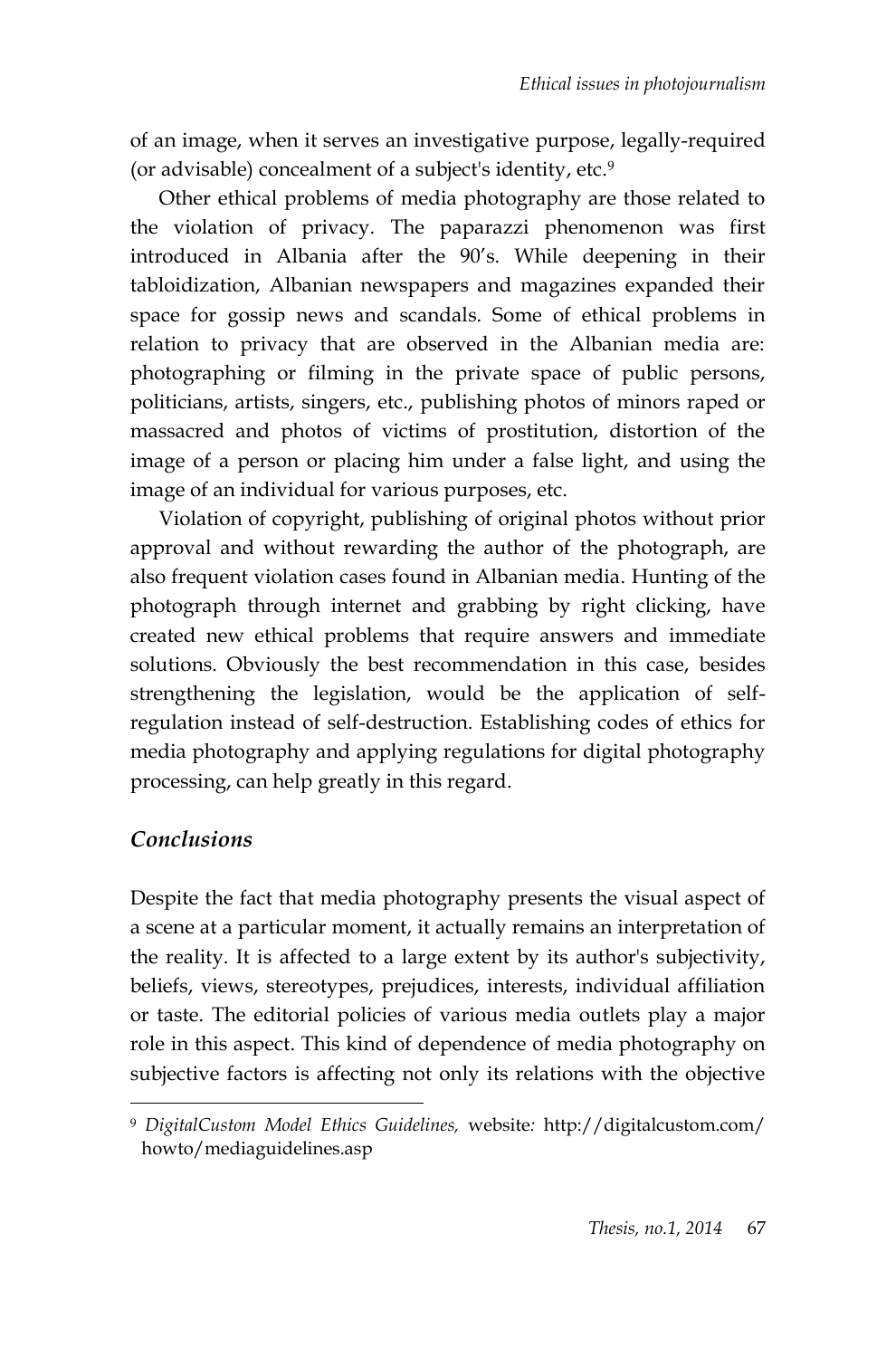of an image, when it serves an investigative purpose, legally-required (or advisable) concealment of a subject's identity, etc.[9]

Other ethical problems of media photography are those related to the violation of privacy. The paparazzi phenomenon was first introduced in Albania after the 90's. While deepening in their tabloidization, Albanian newspapers and magazines expanded their space for gossip news and scandals. Some of ethical problems in relation to privacy that are observed in the Albanian media are: photographing or filming in the private space of public persons, politicians, artists, singers, etc., publishing photos of minors raped or massacred and photos of victims of prostitution, distortion of the image of a person or placing him under a false light, and using the image of an individual for various purposes, etc.

Violation of copyright, publishing of original photos without prior approval and without rewarding the author of the photograph, are also frequent violation cases found in Albanian media. Hunting of the photograph through internet and grabbing by right clicking, have created new ethical problems that require answers and immediate solutions. Obviously the best recommendation in this case, besides strengthening the legislation, would be the application of self-regulation instead of self-destruction. Establishing codes of ethics for media photography and applying regulations for digital photography processing, can help greatly in this regard.

## *Conclusions*

Despite the fact that media photography presents the visual aspect of a scene at a particular moment, it actually remains an interpretation of the reality. It is affected to a large extent by its author's subjectivity, beliefs, views, stereotypes, prejudices, interests, individual affiliation or taste. The editorial policies of various media outlets play a major role in this aspect. This kind of dependence of media photography on subjective factors is affecting not only its relations with the objective

---

[9] *DigitalCustom Model Ethics Guidelines,* website*:* http://digitalcustom.com/howto/mediaguidelines.asp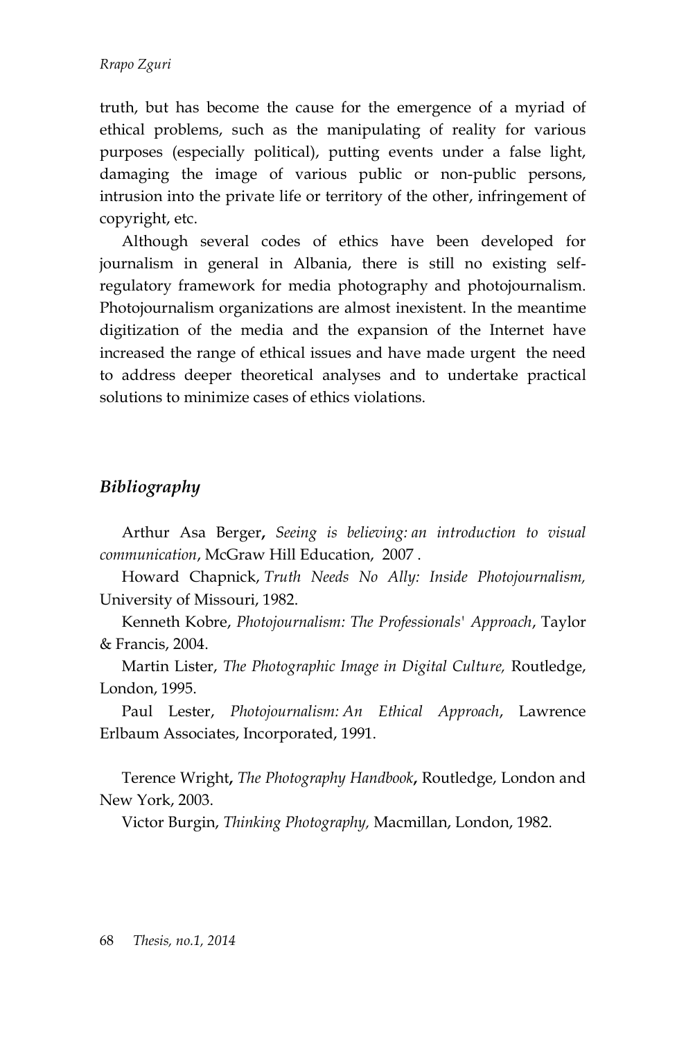truth, but has become the cause for the emergence of a myriad of ethical problems, such as the manipulating of reality for various purposes (especially political), putting events under a false light, damaging the image of various public or non-public persons, intrusion into the private life or territory of the other, infringement of copyright, etc.

Although several codes of ethics have been developed for journalism in general in Albania, there is still no existing self-regulatory framework for media photography and photojournalism. Photojournalism organizations are almost inexistent. In the meantime digitization of the media and the expansion of the Internet have increased the range of ethical issues and have made urgent the need to address deeper theoretical analyses and to undertake practical solutions to minimize cases of ethics violations.

## *Bibliography*

Arthur Asa Berger, *Seeing is believing: an introduction to visual communication*, McGraw Hill Education, 2007 .

Howard Chapnick, *Truth Needs No Ally: Inside Photojournalism,* University of Missouri, 1982.

Kenneth Kobre, *Photojournalism: The Professionals' Approach*, Taylor & Francis, 2004.

Martin Lister, *The Photographic Image in Digital Culture,* Routledge, London, 1995.

Paul Lester, *Photojournalism: An Ethical Approach*, Lawrence Erlbaum Associates, Incorporated, 1991.

Terence Wright, *The Photography Handbook*, Routledge, London and New York, 2003.

Victor Burgin, *Thinking Photography,* Macmillan, London, 1982.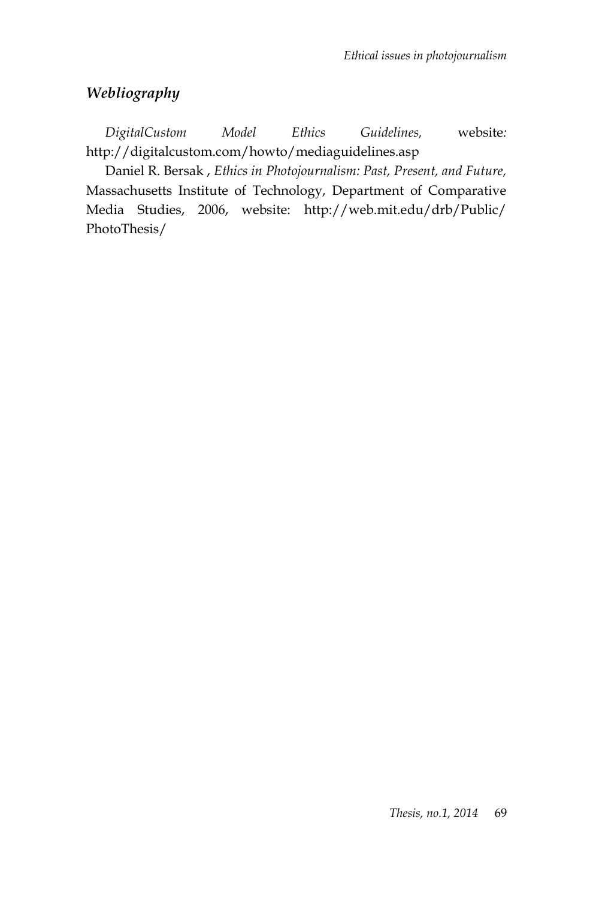### *Webliography*

*DigitalCustom Model Ethics Guidelines,* website: http://digitalcustom.com/howto/mediaguidelines.asp

Daniel R. Bersak , *Ethics in Photojournalism: Past, Present, and Future,* Massachusetts Institute of Technology, Department of Comparative Media Studies, 2006, website: http://web.mit.edu/drb/Public/PhotoThesis/